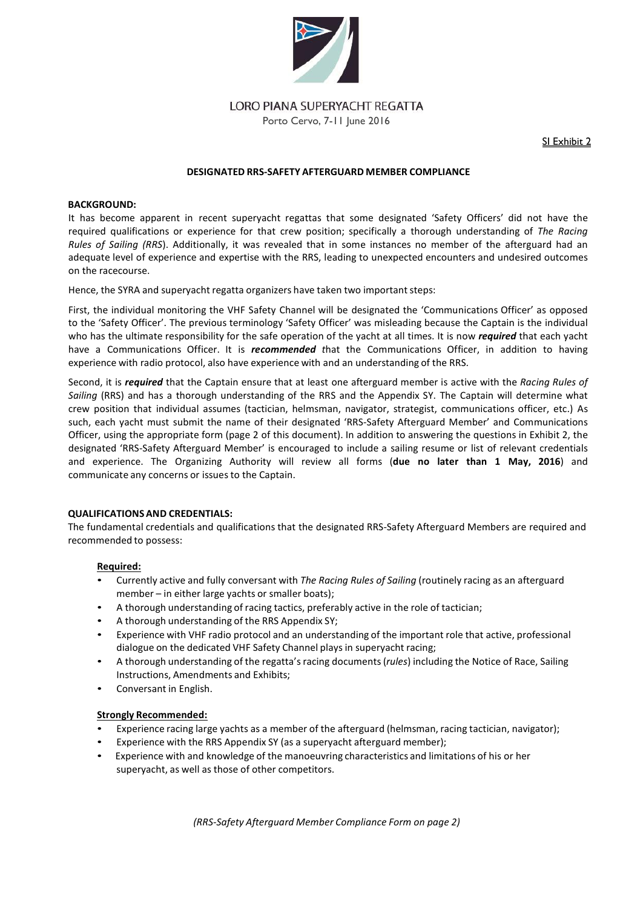LORO PIANA SUPERYACHT REGATTA

Porto Cervo, 7-11 June 2016

SI Exhibit 2

## DESIGNATED RRS-SAFETY AFTERGUARD MEMBER COMPLIANCE

**BACKGROUND:**

It has become apparent in recent superyacht regattas that some designated 'Safety Officers' did not have the required qualifications or experience for that crew position; specifically a thorough understanding of *The Racing Rules of Sailing (RRS*). Additionally, it was revealed that in some instances no member of the afterguard had an adequate level of experience and expertise with the RRS, leading to unexpected encounters and undesired outcomes on the racecourse.

Hence, the SYRA and superyacht regatta organizers have taken two important steps:

First, the individual monitoring the VHF Safety Channel will be designated the 'Communications Officer' as opposed to the 'Safety Officer'. The previous terminology 'Safety Officer' was misleading because the Captain is the individual who has the ultimate responsibility for the safe operation of the yacht at all times. It is now ***required*** that each yacht have a Communications Officer. It is ***recommended*** *t*hat the Communications Officer, in addition to having experience with radio protocol, also have experience with and an understanding of the RRS.

Second, it is ***required*** that the Captain ensure that at least one afterguard member is active with the *Racing Rules of Sailing* (RRS) and has a thorough understanding of the RRS and the Appendix SY. The Captain will determine what crew position that individual assumes (tactician, helmsman, navigator, strategist, communications officer, etc.) As such, each yacht must submit the name of their designated 'RRS-Safety Afterguard Member' and Communications Officer, using the appropriate form (page 2 of this document). In addition to answering the questions in Exhibit 2, the designated 'RRS-Safety Afterguard Member' is encouraged to include a sailing resume or list of relevant credentials and experience. The Organizing Authority will review all forms (**due no later than 1 May, 2016**) and communicate any concerns or issues to the Captain.

**QUALIFICATIONS AND CREDENTIALS:**

The fundamental credentials and qualifications that the designated RRS-Safety Afterguard Members are required and recommended to possess:

**Required:**

- Currently active and fully conversant with *The Racing Rules of Sailing* (routinely racing as an afterguard member – in either large yachts or smaller boats);
- A thorough understanding of racing tactics, preferably active in the role of tactician;
- A thorough understanding of the RRS Appendix SY;
- Experience with VHF radio protocol and an understanding of the important role that active, professional dialogue on the dedicated VHF Safety Channel plays in superyacht racing;
- A thorough understanding of the regatta's racing documents (*rules*) including the Notice of Race, Sailing Instructions, Amendments and Exhibits;
- Conversant in English.

**Strongly Recommended:**

- Experience racing large yachts as a member of the afterguard (helmsman, racing tactician, navigator);
- Experience with the RRS Appendix SY (as a superyacht afterguard member);
- Experience with and knowledge of the manoeuvring characteristics and limitations of his or her superyacht, as well as those of other competitors.

*(RRS-Safety Afterguard Member Compliance Form on page 2)*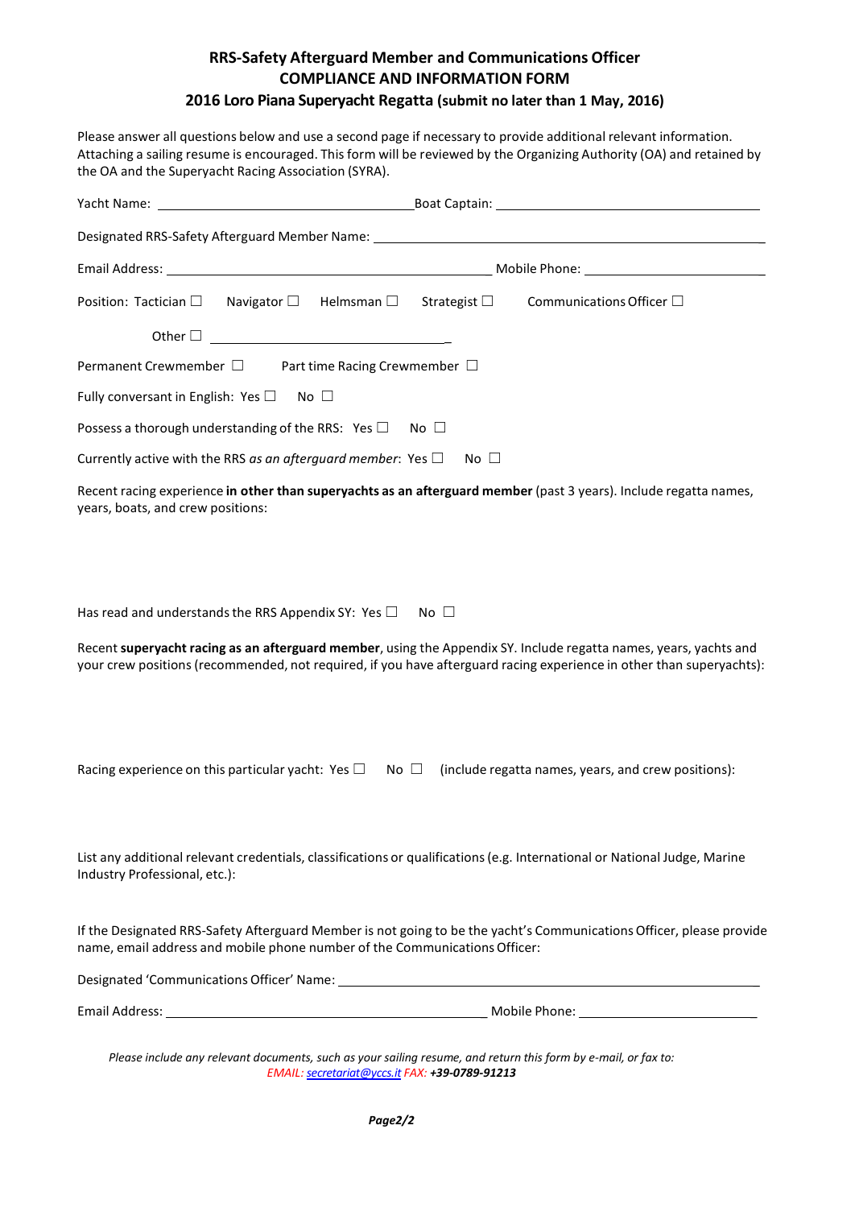# RRS-Safety Afterguard Member and Communications Officer
## COMPLIANCE AND INFORMATION FORM
### 2016 Loro Piana Superyacht Regatta (submit no later than 1 May, 2016)

Please answer all questions below and use a second page if necessary to provide additional relevant information. Attaching a sailing resume is encouraged. This form will be reviewed by the Organizing Authority (OA) and retained by the OA and the Superyacht Racing Association (SYRA).

Yacht Name: ______________________________ Boat Captain: ______________________________

Designated RRS-Safety Afterguard Member Name: ______________________________

Email Address: ______________________________ Mobile Phone: ______________________________

Position: Tactician ☐ Navigator ☐ Helmsman ☐ Strategist ☐ Communications Officer ☐

Other ☐ ______________________________

Permanent Crewmember ☐ Part time Racing Crewmember ☐

Fully conversant in English: Yes ☐ No ☐

Possess a thorough understanding of the RRS: Yes ☐ No ☐

Currently active with the RRS *as an afterguard member*: Yes ☐ No ☐

Recent racing experience **in other than superyachts as an afterguard member** (past 3 years). Include regatta names, years, boats, and crew positions:

Has read and understands the RRS Appendix SY: Yes ☐ No ☐

Recent **superyacht racing as an afterguard member**, using the Appendix SY. Include regatta names, years, yachts and your crew positions (recommended, not required, if you have afterguard racing experience in other than superyachts):

Racing experience on this particular yacht: Yes ☐ No ☐ (include regatta names, years, and crew positions):

List any additional relevant credentials, classifications or qualifications (e.g. International or National Judge, Marine Industry Professional, etc.):

If the Designated RRS-Safety Afterguard Member is not going to be the yacht's Communications Officer, please provide name, email address and mobile phone number of the Communications Officer:

Designated 'Communications Officer' Name: ______________________________

Email Address: ______________________________ Mobile Phone: ______________________________

*Please include any relevant documents, such as your sailing resume, and return this form by e-mail, or fax to:*
*EMAIL: secretariat@yccs.it FAX:* ***+39-0789-91213***